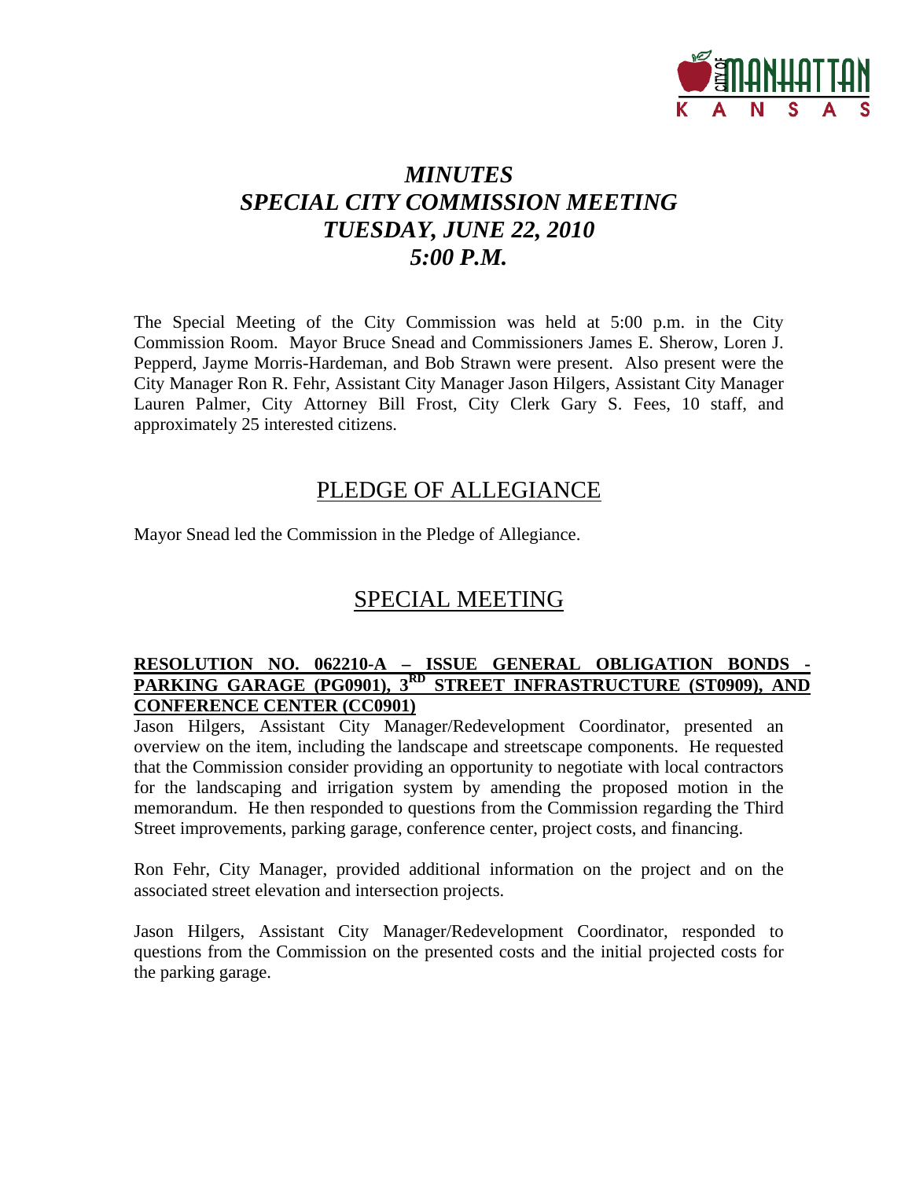# *MINUTES*
# *SPECIAL CITY COMMISSION MEETING*
# *TUESDAY, JUNE 22, 2010*
# *5:00 P.M.*

The Special Meeting of the City Commission was held at 5:00 p.m. in the City Commission Room. Mayor Bruce Snead and Commissioners James E. Sherow, Loren J. Pepperd, Jayme Morris-Hardeman, and Bob Strawn were present. Also present were the City Manager Ron R. Fehr, Assistant City Manager Jason Hilgers, Assistant City Manager Lauren Palmer, City Attorney Bill Frost, City Clerk Gary S. Fees, 10 staff, and approximately 25 interested citizens.

## PLEDGE OF ALLEGIANCE

Mayor Snead led the Commission in the Pledge of Allegiance.

## SPECIAL MEETING

**RESOLUTION NO. 062210-A – ISSUE GENERAL OBLIGATION BONDS - PARKING GARAGE (PG0901), 3RD STREET INFRASTRUCTURE (ST0909), AND CONFERENCE CENTER (CC0901)**

Jason Hilgers, Assistant City Manager/Redevelopment Coordinator, presented an overview on the item, including the landscape and streetscape components. He requested that the Commission consider providing an opportunity to negotiate with local contractors for the landscaping and irrigation system by amending the proposed motion in the memorandum. He then responded to questions from the Commission regarding the Third Street improvements, parking garage, conference center, project costs, and financing.

Ron Fehr, City Manager, provided additional information on the project and on the associated street elevation and intersection projects.

Jason Hilgers, Assistant City Manager/Redevelopment Coordinator, responded to questions from the Commission on the presented costs and the initial projected costs for the parking garage.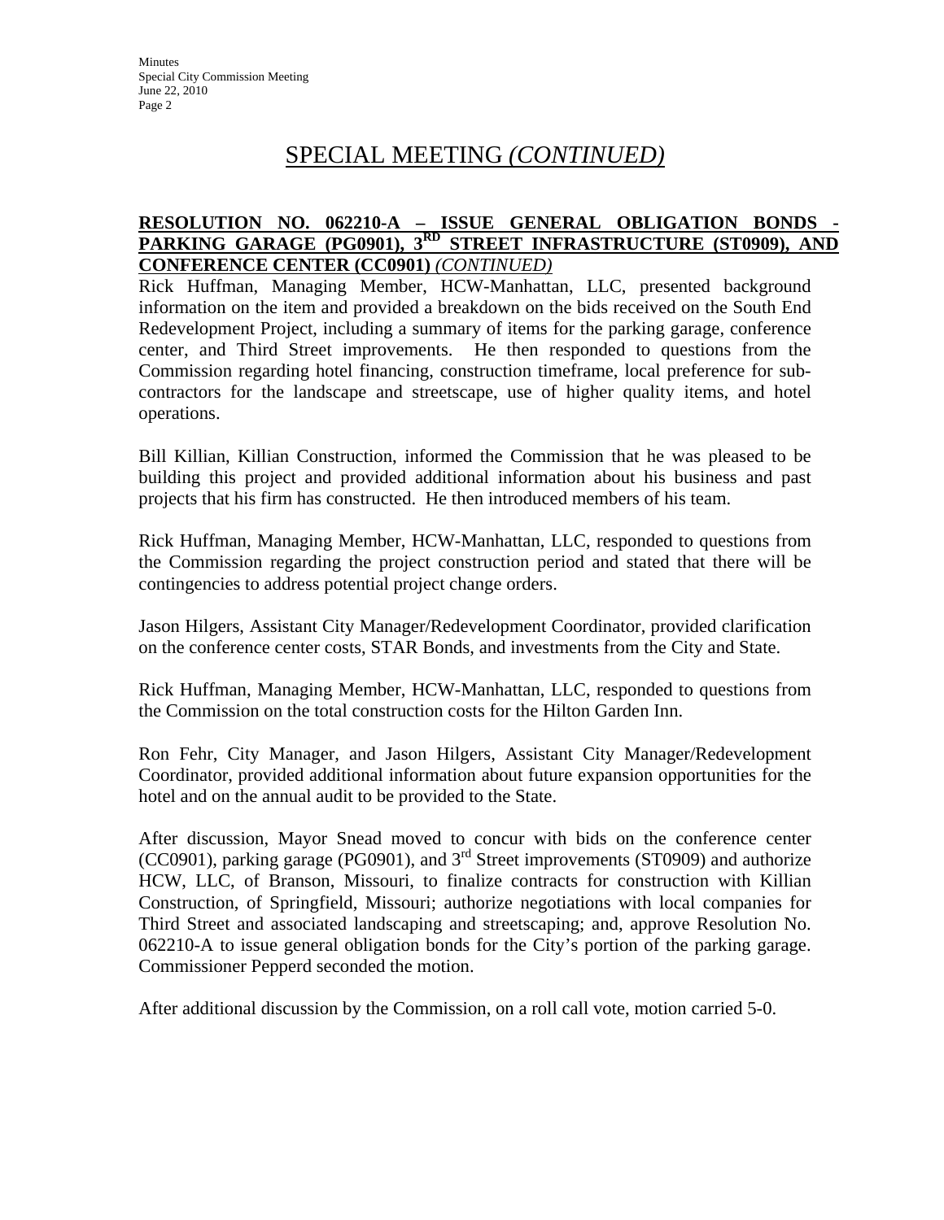# SPECIAL MEETING *(CONTINUED)*

**RESOLUTION NO. 062210-A – ISSUE GENERAL OBLIGATION BONDS - PARKING GARAGE (PG0901), 3$^{RD}$ STREET INFRASTRUCTURE (ST0909), AND CONFERENCE CENTER (CC0901)** *(CONTINUED)*

Rick Huffman, Managing Member, HCW-Manhattan, LLC, presented background information on the item and provided a breakdown on the bids received on the South End Redevelopment Project, including a summary of items for the parking garage, conference center, and Third Street improvements. He then responded to questions from the Commission regarding hotel financing, construction timeframe, local preference for sub-contractors for the landscape and streetscape, use of higher quality items, and hotel operations.

Bill Killian, Killian Construction, informed the Commission that he was pleased to be building this project and provided additional information about his business and past projects that his firm has constructed. He then introduced members of his team.

Rick Huffman, Managing Member, HCW-Manhattan, LLC, responded to questions from the Commission regarding the project construction period and stated that there will be contingencies to address potential project change orders.

Jason Hilgers, Assistant City Manager/Redevelopment Coordinator, provided clarification on the conference center costs, STAR Bonds, and investments from the City and State.

Rick Huffman, Managing Member, HCW-Manhattan, LLC, responded to questions from the Commission on the total construction costs for the Hilton Garden Inn.

Ron Fehr, City Manager, and Jason Hilgers, Assistant City Manager/Redevelopment Coordinator, provided additional information about future expansion opportunities for the hotel and on the annual audit to be provided to the State.

After discussion, Mayor Snead moved to concur with bids on the conference center (CC0901), parking garage (PG0901), and 3$^{rd}$ Street improvements (ST0909) and authorize HCW, LLC, of Branson, Missouri, to finalize contracts for construction with Killian Construction, of Springfield, Missouri; authorize negotiations with local companies for Third Street and associated landscaping and streetscaping; and, approve Resolution No. 062210-A to issue general obligation bonds for the City's portion of the parking garage. Commissioner Pepperd seconded the motion.

After additional discussion by the Commission, on a roll call vote, motion carried 5-0.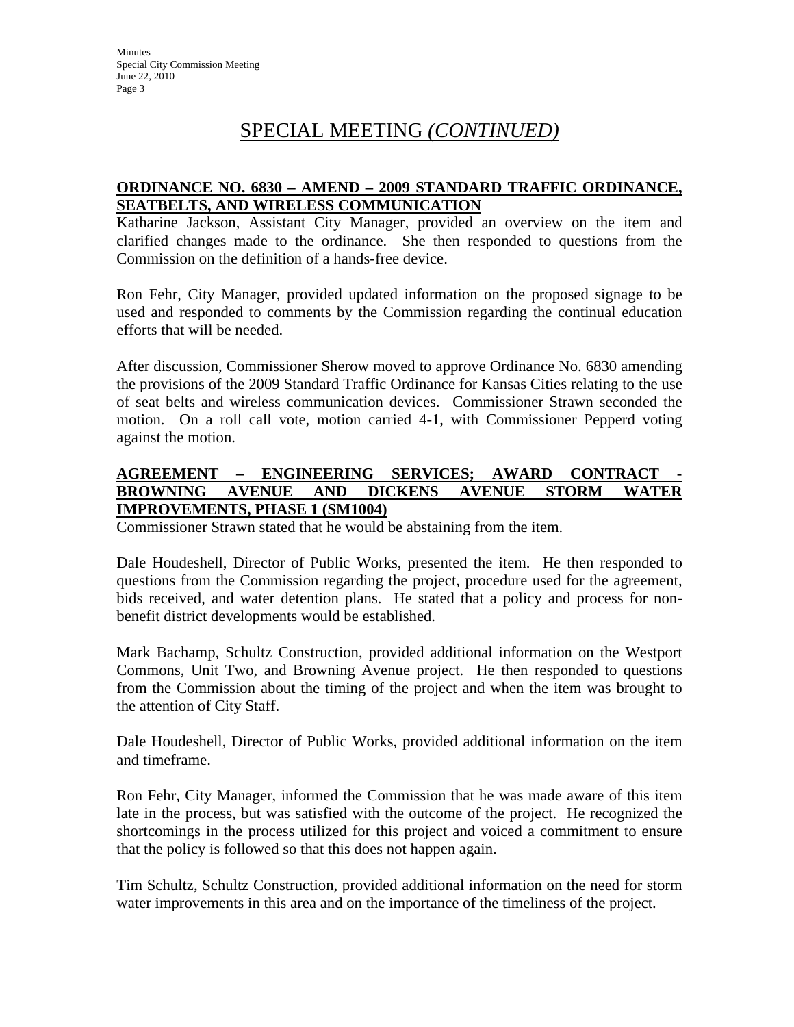# SPECIAL MEETING *(CONTINUED)*

**ORDINANCE NO. 6830 – AMEND – 2009 STANDARD TRAFFIC ORDINANCE, SEATBELTS, AND WIRELESS COMMUNICATION**

Katharine Jackson, Assistant City Manager, provided an overview on the item and clarified changes made to the ordinance. She then responded to questions from the Commission on the definition of a hands-free device.

Ron Fehr, City Manager, provided updated information on the proposed signage to be used and responded to comments by the Commission regarding the continual education efforts that will be needed.

After discussion, Commissioner Sherow moved to approve Ordinance No. 6830 amending the provisions of the 2009 Standard Traffic Ordinance for Kansas Cities relating to the use of seat belts and wireless communication devices. Commissioner Strawn seconded the motion. On a roll call vote, motion carried 4-1, with Commissioner Pepperd voting against the motion.

**AGREEMENT – ENGINEERING SERVICES; AWARD CONTRACT - BROWNING AVENUE AND DICKENS AVENUE STORM WATER IMPROVEMENTS, PHASE 1 (SM1004)**

Commissioner Strawn stated that he would be abstaining from the item.

Dale Houdeshell, Director of Public Works, presented the item. He then responded to questions from the Commission regarding the project, procedure used for the agreement, bids received, and water detention plans. He stated that a policy and process for non-benefit district developments would be established.

Mark Bachamp, Schultz Construction, provided additional information on the Westport Commons, Unit Two, and Browning Avenue project. He then responded to questions from the Commission about the timing of the project and when the item was brought to the attention of City Staff.

Dale Houdeshell, Director of Public Works, provided additional information on the item and timeframe.

Ron Fehr, City Manager, informed the Commission that he was made aware of this item late in the process, but was satisfied with the outcome of the project. He recognized the shortcomings in the process utilized for this project and voiced a commitment to ensure that the policy is followed so that this does not happen again.

Tim Schultz, Schultz Construction, provided additional information on the need for storm water improvements in this area and on the importance of the timeliness of the project.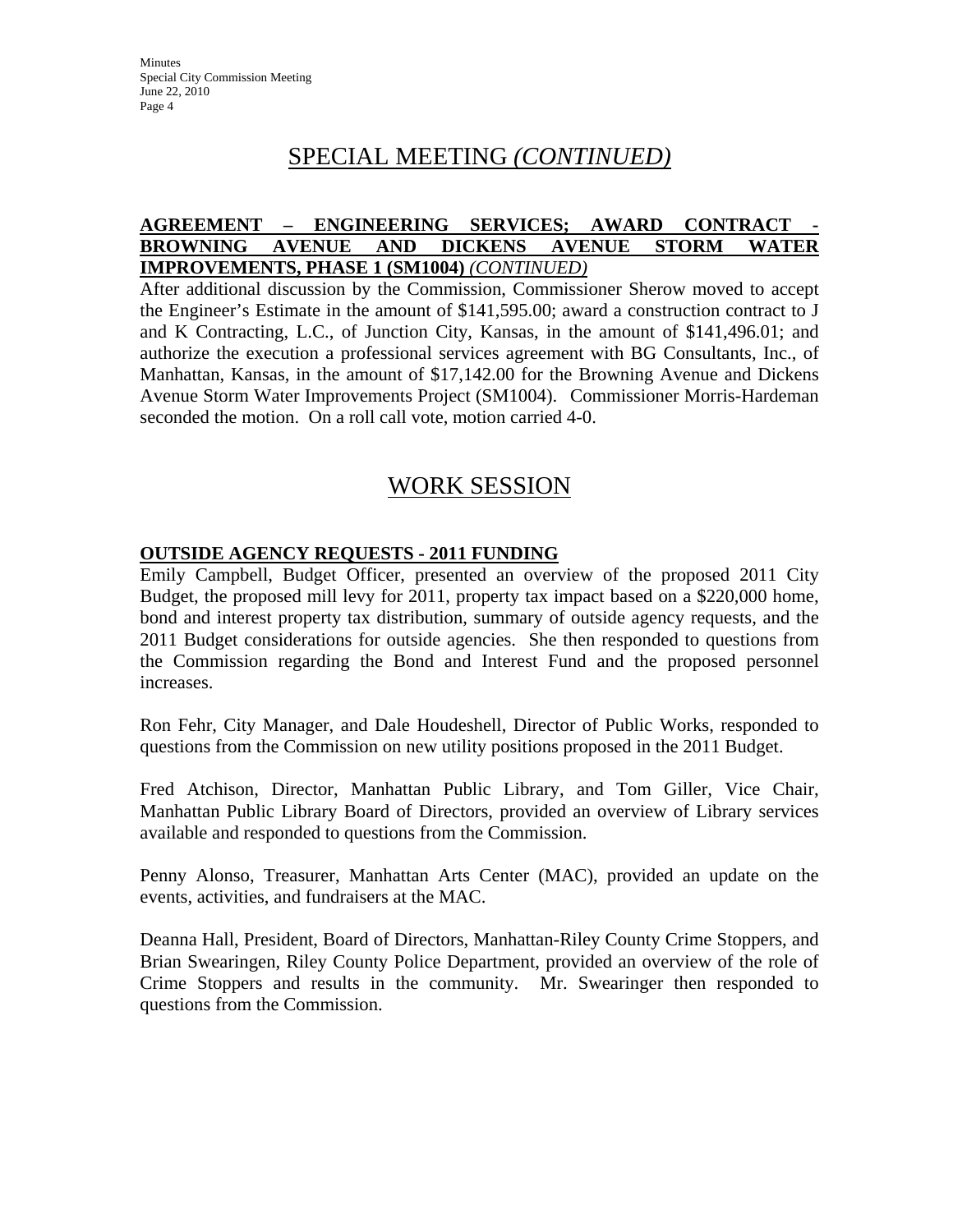# SPECIAL MEETING *(CONTINUED)*

**AGREEMENT – ENGINEERING SERVICES; AWARD CONTRACT - BROWNING AVENUE AND DICKENS AVENUE STORM WATER IMPROVEMENTS, PHASE 1 (SM1004)** *(CONTINUED)*

After additional discussion by the Commission, Commissioner Sherow moved to accept the Engineer's Estimate in the amount of $141,595.00; award a construction contract to J and K Contracting, L.C., of Junction City, Kansas, in the amount of $141,496.01; and authorize the execution a professional services agreement with BG Consultants, Inc., of Manhattan, Kansas, in the amount of $17,142.00 for the Browning Avenue and Dickens Avenue Storm Water Improvements Project (SM1004). Commissioner Morris-Hardeman seconded the motion. On a roll call vote, motion carried 4-0.

# WORK SESSION

**OUTSIDE AGENCY REQUESTS - 2011 FUNDING**

Emily Campbell, Budget Officer, presented an overview of the proposed 2011 City Budget, the proposed mill levy for 2011, property tax impact based on a $220,000 home, bond and interest property tax distribution, summary of outside agency requests, and the 2011 Budget considerations for outside agencies. She then responded to questions from the Commission regarding the Bond and Interest Fund and the proposed personnel increases.

Ron Fehr, City Manager, and Dale Houdeshell, Director of Public Works, responded to questions from the Commission on new utility positions proposed in the 2011 Budget.

Fred Atchison, Director, Manhattan Public Library, and Tom Giller, Vice Chair, Manhattan Public Library Board of Directors, provided an overview of Library services available and responded to questions from the Commission.

Penny Alonso, Treasurer, Manhattan Arts Center (MAC), provided an update on the events, activities, and fundraisers at the MAC.

Deanna Hall, President, Board of Directors, Manhattan-Riley County Crime Stoppers, and Brian Swearingen, Riley County Police Department, provided an overview of the role of Crime Stoppers and results in the community. Mr. Swearinger then responded to questions from the Commission.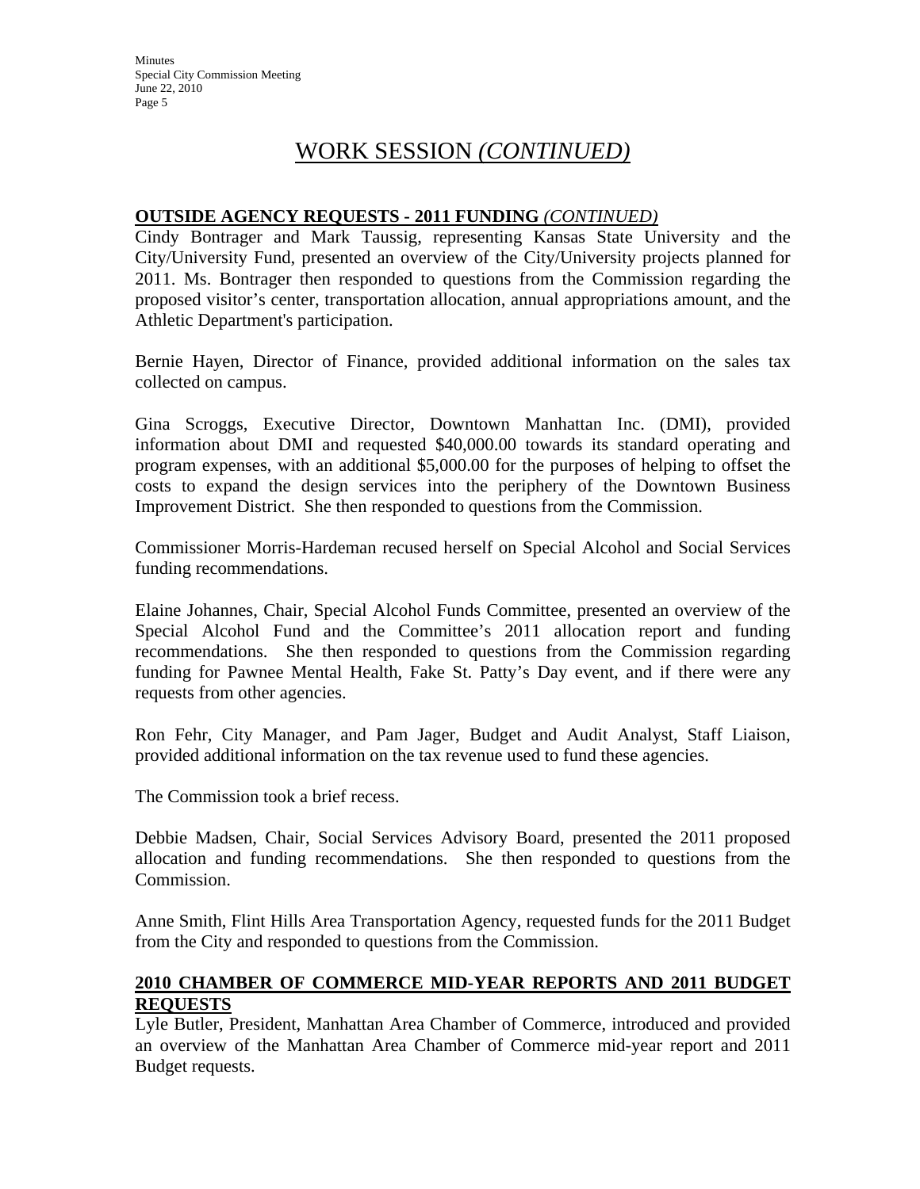# WORK SESSION *(CONTINUED)*

**OUTSIDE AGENCY REQUESTS - 2011 FUNDING** ***(CONTINUED)***

Cindy Bontrager and Mark Taussig, representing Kansas State University and the City/University Fund, presented an overview of the City/University projects planned for 2011. Ms. Bontrager then responded to questions from the Commission regarding the proposed visitor's center, transportation allocation, annual appropriations amount, and the Athletic Department's participation.

Bernie Hayen, Director of Finance, provided additional information on the sales tax collected on campus.

Gina Scroggs, Executive Director, Downtown Manhattan Inc. (DMI), provided information about DMI and requested $40,000.00 towards its standard operating and program expenses, with an additional $5,000.00 for the purposes of helping to offset the costs to expand the design services into the periphery of the Downtown Business Improvement District. She then responded to questions from the Commission.

Commissioner Morris-Hardeman recused herself on Special Alcohol and Social Services funding recommendations.

Elaine Johannes, Chair, Special Alcohol Funds Committee, presented an overview of the Special Alcohol Fund and the Committee's 2011 allocation report and funding recommendations. She then responded to questions from the Commission regarding funding for Pawnee Mental Health, Fake St. Patty's Day event, and if there were any requests from other agencies.

Ron Fehr, City Manager, and Pam Jager, Budget and Audit Analyst, Staff Liaison, provided additional information on the tax revenue used to fund these agencies.

The Commission took a brief recess.

Debbie Madsen, Chair, Social Services Advisory Board, presented the 2011 proposed allocation and funding recommendations. She then responded to questions from the Commission.

Anne Smith, Flint Hills Area Transportation Agency, requested funds for the 2011 Budget from the City and responded to questions from the Commission.

**2010 CHAMBER OF COMMERCE MID-YEAR REPORTS AND 2011 BUDGET REQUESTS**

Lyle Butler, President, Manhattan Area Chamber of Commerce, introduced and provided an overview of the Manhattan Area Chamber of Commerce mid-year report and 2011 Budget requests.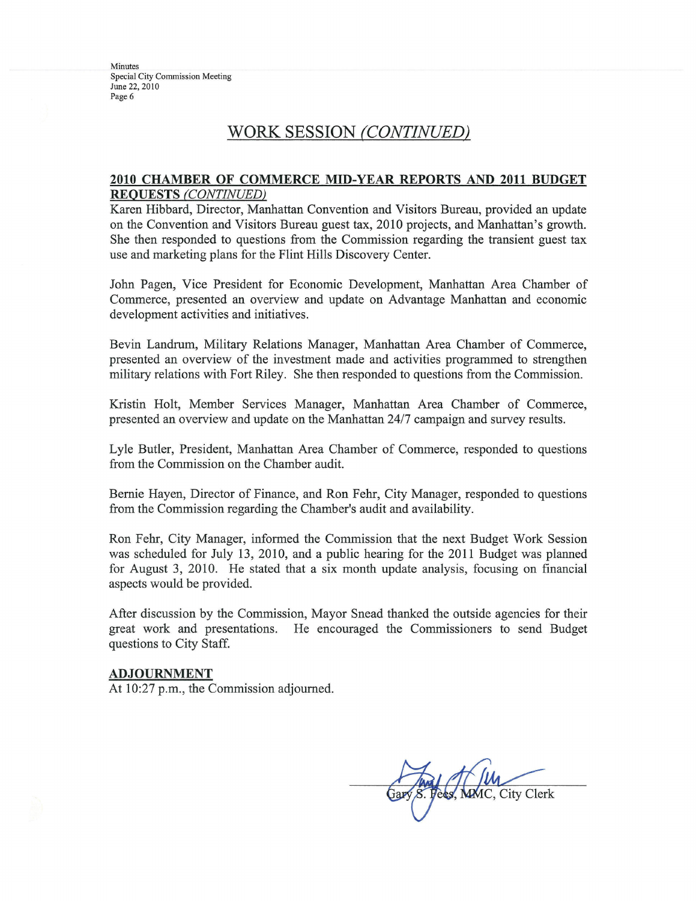## WORK SESSION *(CONTINUED)*

**2010 CHAMBER OF COMMERCE MID-YEAR REPORTS AND 2011 BUDGET REQUESTS** *(CONTINUED)*

Karen Hibbard, Director, Manhattan Convention and Visitors Bureau, provided an update on the Convention and Visitors Bureau guest tax, 2010 projects, and Manhattan's growth. She then responded to questions from the Commission regarding the transient guest tax use and marketing plans for the Flint Hills Discovery Center.

John Pagen, Vice President for Economic Development, Manhattan Area Chamber of Commerce, presented an overview and update on Advantage Manhattan and economic development activities and initiatives.

Bevin Landrum, Military Relations Manager, Manhattan Area Chamber of Commerce, presented an overview of the investment made and activities programmed to strengthen military relations with Fort Riley. She then responded to questions from the Commission.

Kristin Holt, Member Services Manager, Manhattan Area Chamber of Commerce, presented an overview and update on the Manhattan 24/7 campaign and survey results.

Lyle Butler, President, Manhattan Area Chamber of Commerce, responded to questions from the Commission on the Chamber audit.

Bernie Hayen, Director of Finance, and Ron Fehr, City Manager, responded to questions from the Commission regarding the Chamber's audit and availability.

Ron Fehr, City Manager, informed the Commission that the next Budget Work Session was scheduled for July 13, 2010, and a public hearing for the 2011 Budget was planned for August 3, 2010. He stated that a six month update analysis, focusing on financial aspects would be provided.

After discussion by the Commission, Mayor Snead thanked the outside agencies for their great work and presentations. He encouraged the Commissioners to send Budget questions to City Staff.

**ADJOURNMENT**

At 10:27 p.m., the Commission adjourned.

Gary S. Fees, MMC, City Clerk